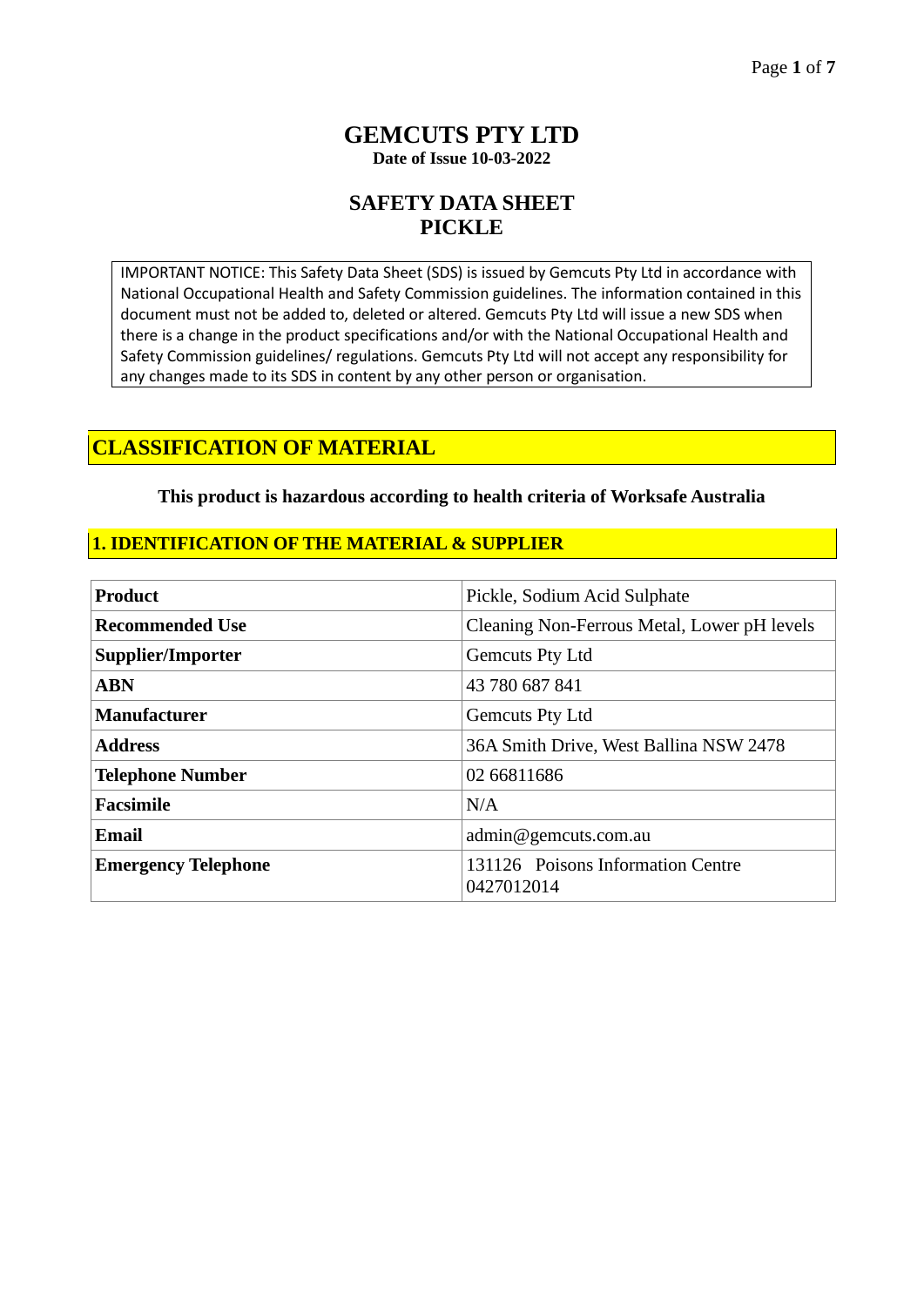# GEMCUTS PTY LTD

**Date of Issue 10-03-2022**

## SAFETY DATA SHEET
## PICKLE

IMPORTANT NOTICE: This Safety Data Sheet (SDS) is issued by Gemcuts Pty Ltd in accordance with National Occupational Health and Safety Commission guidelines. The information contained in this document must not be added to, deleted or altered. Gemcuts Pty Ltd will issue a new SDS when there is a change in the product specifications and/or with the National Occupational Health and Safety Commission guidelines/ regulations. Gemcuts Pty Ltd will not accept any responsibility for any changes made to its SDS in content by any other person or organisation.

## CLASSIFICATION OF MATERIAL

**This product is hazardous according to health criteria of Worksafe Australia**

### 1. IDENTIFICATION OF THE MATERIAL & SUPPLIER

| | |
|---|---|
| **Product** | Pickle, Sodium Acid Sulphate |
| **Recommended Use** | Cleaning Non-Ferrous Metal, Lower pH levels |
| **Supplier/Importer** | Gemcuts Pty Ltd |
| **ABN** | 43 780 687 841 |
| **Manufacturer** | Gemcuts Pty Ltd |
| **Address** | 36A Smith Drive, West Ballina NSW 2478 |
| **Telephone Number** | 02 66811686 |
| **Facsimile** | N/A |
| **Email** | admin@gemcuts.com.au |
| **Emergency Telephone** | 131126 Poisons Information Centre<br>0427012014 |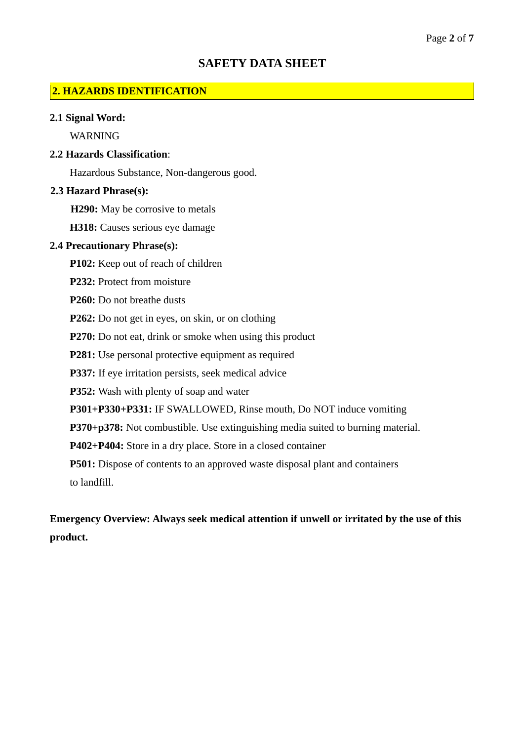# SAFETY DATA SHEET

## 2. HAZARDS IDENTIFICATION

**2.1 Signal Word:**

WARNING

**2.2 Hazards Classification**:

Hazardous Substance, Non-dangerous good.

**2.3 Hazard Phrase(s):**

**H290:** May be corrosive to metals

**H318:** Causes serious eye damage

**2.4 Precautionary Phrase(s):**

**P102:** Keep out of reach of children

**P232:** Protect from moisture

**P260:** Do not breathe dusts

**P262:** Do not get in eyes, on skin, or on clothing

**P270:** Do not eat, drink or smoke when using this product

**P281:** Use personal protective equipment as required

**P337:** If eye irritation persists, seek medical advice

**P352:** Wash with plenty of soap and water

**P301+P330+P331:** IF SWALLOWED, Rinse mouth, Do NOT induce vomiting

**P370+p378:** Not combustible. Use extinguishing media suited to burning material.

**P402+P404:** Store in a dry place. Store in a closed container

**P501:** Dispose of contents to an approved waste disposal plant and containers to landfill.

**Emergency Overview: Always seek medical attention if unwell or irritated by the use of this product.**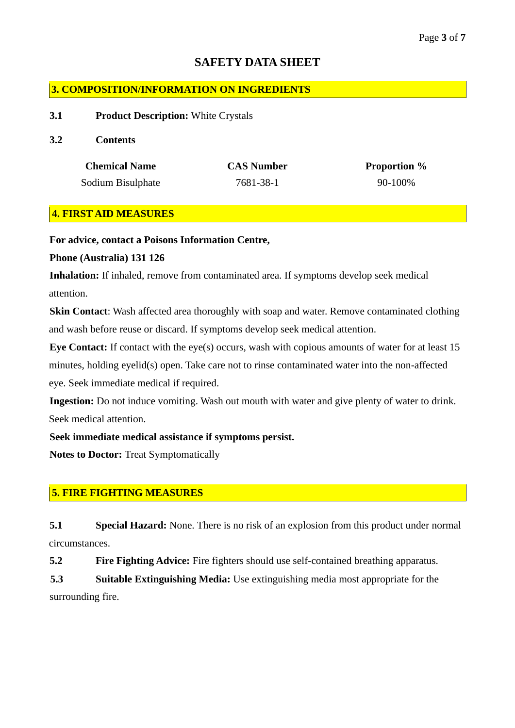# SAFETY DATA SHEET

## 3. COMPOSITION/INFORMATION ON INGREDIENTS

**3.1 Product Description:** White Crystals

**3.2 Contents**

| Chemical Name | CAS Number | Proportion % |
|---|---|---|
| Sodium Bisulphate | 7681-38-1 | 90-100% |

## 4. FIRST AID MEASURES

**For advice, contact a Poisons Information Centre,**

**Phone (Australia) 131 126**

**Inhalation:** If inhaled, remove from contaminated area. If symptoms develop seek medical attention.

**Skin Contact**: Wash affected area thoroughly with soap and water. Remove contaminated clothing and wash before reuse or discard. If symptoms develop seek medical attention.

**Eye Contact:** If contact with the eye(s) occurs, wash with copious amounts of water for at least 15 minutes, holding eyelid(s) open. Take care not to rinse contaminated water into the non-affected eye. Seek immediate medical if required.

**Ingestion:** Do not induce vomiting. Wash out mouth with water and give plenty of water to drink. Seek medical attention.

**Seek immediate medical assistance if symptoms persist.**

**Notes to Doctor:** Treat Symptomatically

## 5. FIRE FIGHTING MEASURES

**5.1 Special Hazard:** None. There is no risk of an explosion from this product under normal circumstances.

**5.2 Fire Fighting Advice:** Fire fighters should use self-contained breathing apparatus.

**5.3 Suitable Extinguishing Media:** Use extinguishing media most appropriate for the surrounding fire.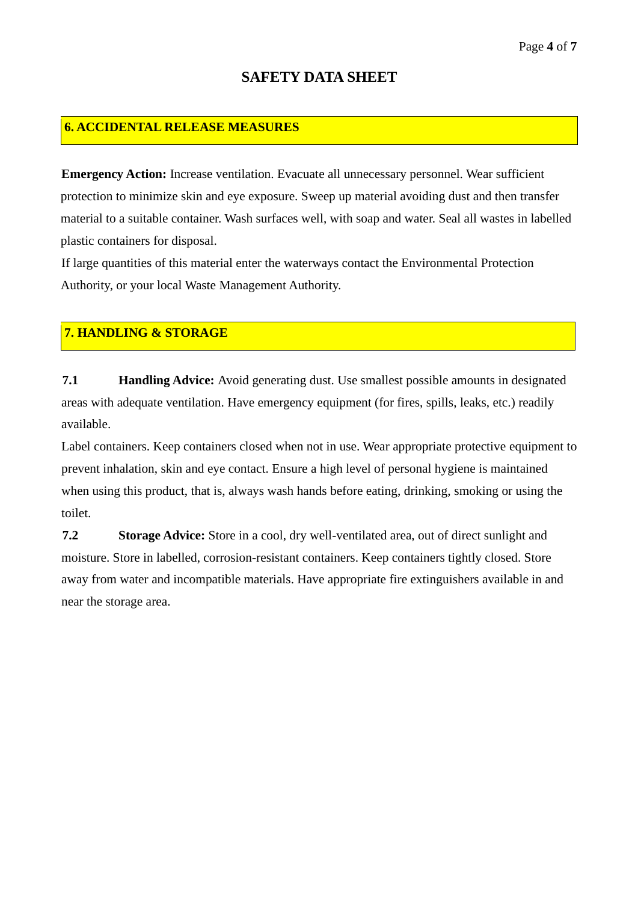# SAFETY DATA SHEET

## 6. ACCIDENTAL RELEASE MEASURES

**Emergency Action:** Increase ventilation. Evacuate all unnecessary personnel. Wear sufficient protection to minimize skin and eye exposure. Sweep up material avoiding dust and then transfer material to a suitable container. Wash surfaces well, with soap and water. Seal all wastes in labelled plastic containers for disposal.

If large quantities of this material enter the waterways contact the Environmental Protection Authority, or your local Waste Management Authority.

## 7. HANDLING & STORAGE

**7.1 Handling Advice:** Avoid generating dust. Use smallest possible amounts in designated areas with adequate ventilation. Have emergency equipment (for fires, spills, leaks, etc.) readily available.

Label containers. Keep containers closed when not in use. Wear appropriate protective equipment to prevent inhalation, skin and eye contact. Ensure a high level of personal hygiene is maintained when using this product, that is, always wash hands before eating, drinking, smoking or using the toilet.

**7.2 Storage Advice:** Store in a cool, dry well-ventilated area, out of direct sunlight and moisture. Store in labelled, corrosion-resistant containers. Keep containers tightly closed. Store away from water and incompatible materials. Have appropriate fire extinguishers available in and near the storage area.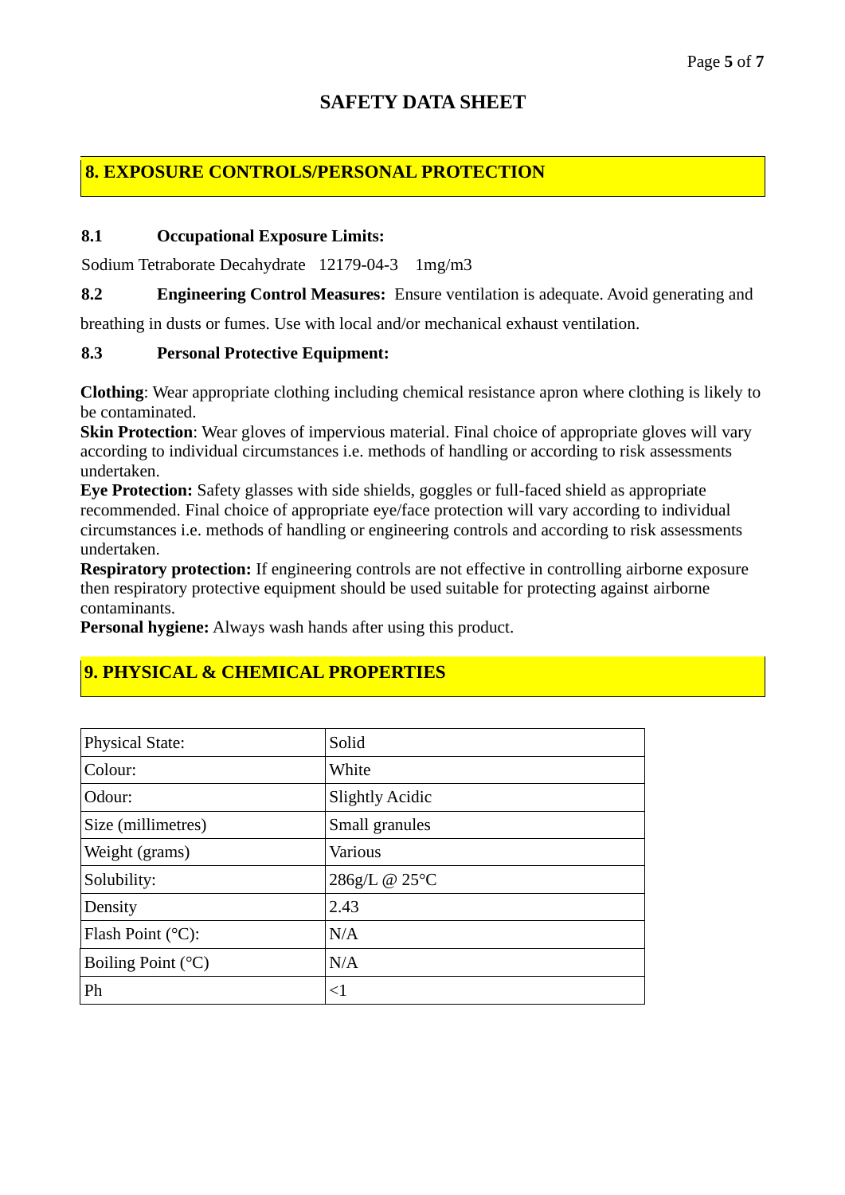# SAFETY DATA SHEET

## 8. EXPOSURE CONTROLS/PERSONAL PROTECTION

### 8.1 Occupational Exposure Limits:

Sodium Tetraborate Decahydrate 12179-04-3 1mg/m3

### 8.2 Engineering Control Measures:

Ensure ventilation is adequate. Avoid generating and breathing in dusts or fumes. Use with local and/or mechanical exhaust ventilation.

### 8.3 Personal Protective Equipment:

**Clothing**: Wear appropriate clothing including chemical resistance apron where clothing is likely to be contaminated.
**Skin Protection**: Wear gloves of impervious material. Final choice of appropriate gloves will vary according to individual circumstances i.e. methods of handling or according to risk assessments undertaken.
**Eye Protection:** Safety glasses with side shields, goggles or full-faced shield as appropriate recommended. Final choice of appropriate eye/face protection will vary according to individual circumstances i.e. methods of handling or engineering controls and according to risk assessments undertaken.
**Respiratory protection:** If engineering controls are not effective in controlling airborne exposure then respiratory protective equipment should be used suitable for protecting against airborne contaminants.
**Personal hygiene:** Always wash hands after using this product.

## 9. PHYSICAL & CHEMICAL PROPERTIES

| Physical State: | Solid |
|---|---|
| Colour: | White |
| Odour: | Slightly Acidic |
| Size (millimetres) | Small granules |
| Weight (grams) | Various |
| Solubility: | 286g/L @ 25°C |
| Density | 2.43 |
| Flash Point (°C): | N/A |
| Boiling Point (°C) | N/A |
| Ph | <1 |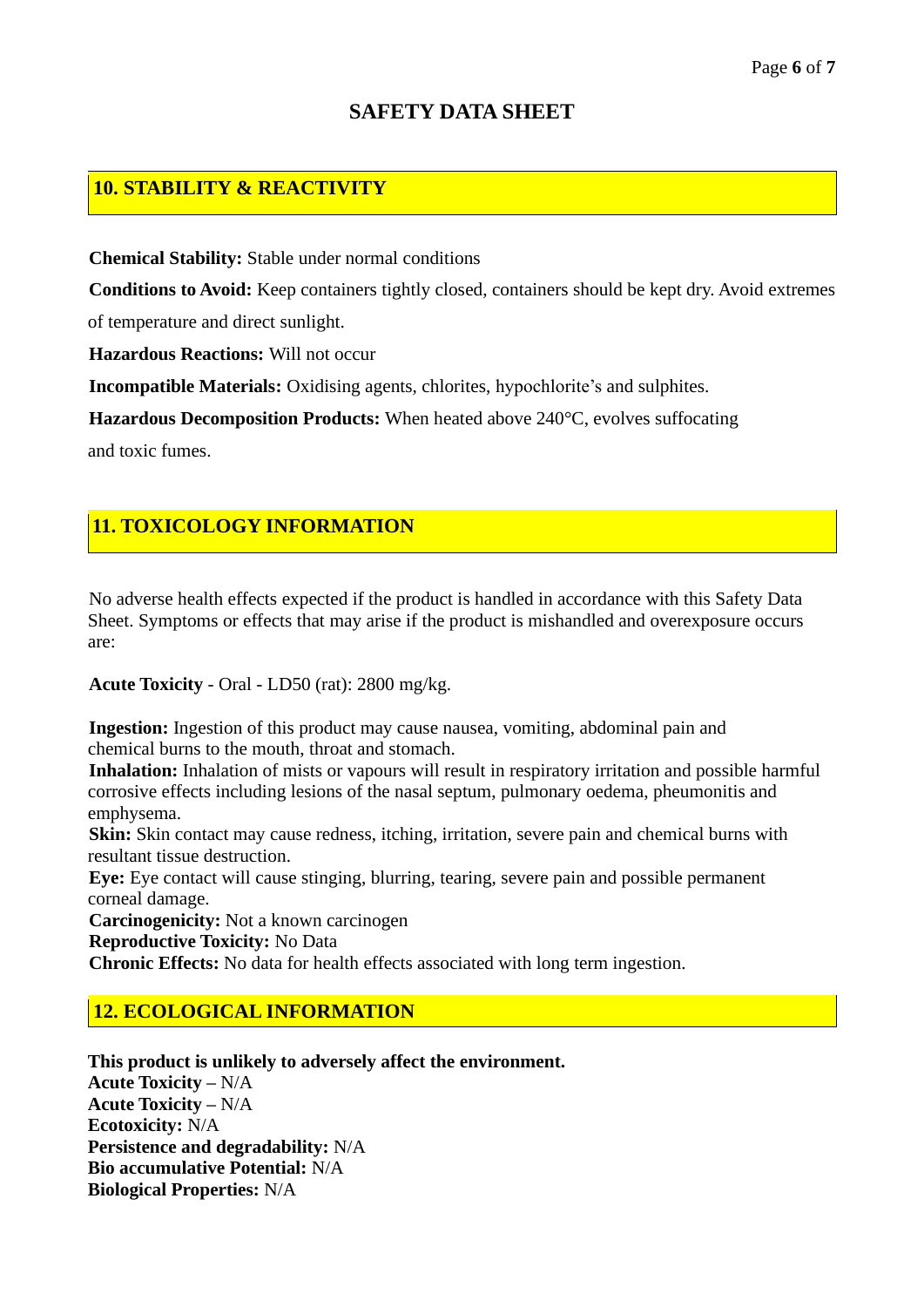# SAFETY DATA SHEET

## 10. STABILITY & REACTIVITY

**Chemical Stability:** Stable under normal conditions

**Conditions to Avoid:** Keep containers tightly closed, containers should be kept dry. Avoid extremes of temperature and direct sunlight.

**Hazardous Reactions:** Will not occur

**Incompatible Materials:** Oxidising agents, chlorites, hypochlorite's and sulphites.

**Hazardous Decomposition Products:** When heated above 240°C, evolves suffocating and toxic fumes.

## 11. TOXICOLOGY INFORMATION

No adverse health effects expected if the product is handled in accordance with this Safety Data Sheet. Symptoms or effects that may arise if the product is mishandled and overexposure occurs are:

**Acute Toxicity** - Oral - LD50 (rat): 2800 mg/kg.

**Ingestion:** Ingestion of this product may cause nausea, vomiting, abdominal pain and chemical burns to the mouth, throat and stomach.
**Inhalation:** Inhalation of mists or vapours will result in respiratory irritation and possible harmful corrosive effects including lesions of the nasal septum, pulmonary oedema, pheumonitis and emphysema.
**Skin:** Skin contact may cause redness, itching, irritation, severe pain and chemical burns with resultant tissue destruction.
**Eye:** Eye contact will cause stinging, blurring, tearing, severe pain and possible permanent corneal damage.
**Carcinogenicity:** Not a known carcinogen
**Reproductive Toxicity:** No Data
**Chronic Effects:** No data for health effects associated with long term ingestion.

## 12. ECOLOGICAL INFORMATION

**This product is unlikely to adversely affect the environment.**
**Acute Toxicity** – N/A
**Acute Toxicity** – N/A
**Ecotoxicity:** N/A
**Persistence and degradability:** N/A
**Bio accumulative Potential:** N/A
**Biological Properties:** N/A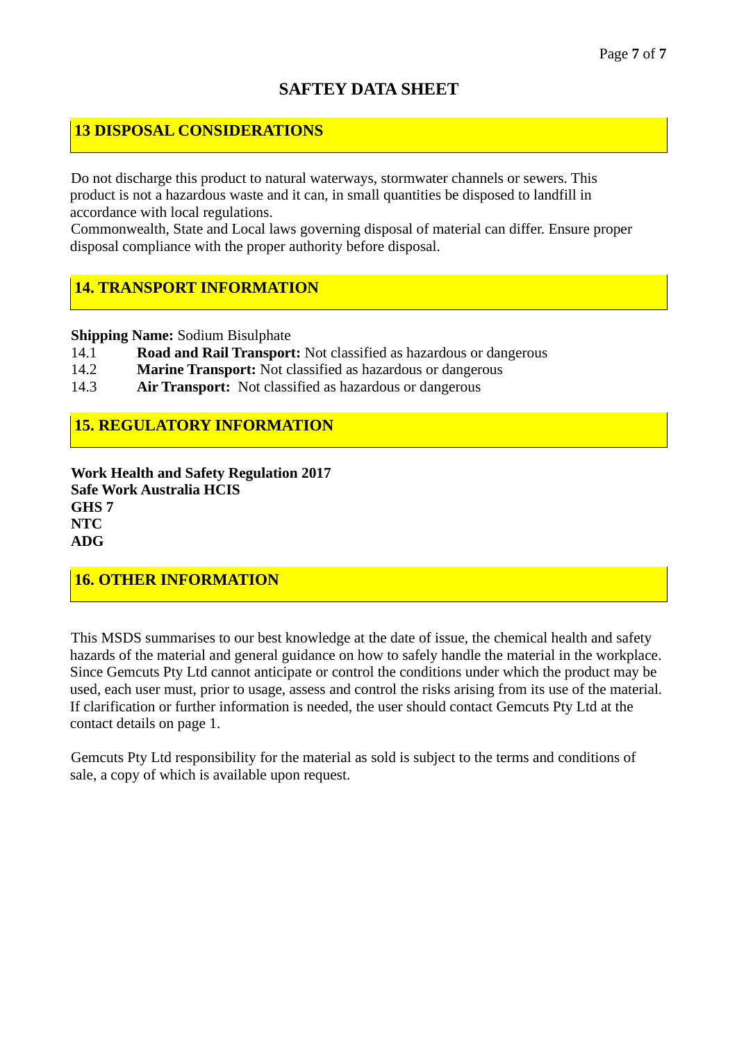# SAFTEY DATA SHEET

## 13 DISPOSAL CONSIDERATIONS

Do not discharge this product to natural waterways, stormwater channels or sewers. This product is not a hazardous waste and it can, in small quantities be disposed to landfill in accordance with local regulations.
Commonwealth, State and Local laws governing disposal of material can differ. Ensure proper disposal compliance with the proper authority before disposal.

## 14. TRANSPORT INFORMATION

**Shipping Name:** Sodium Bisulphate

14.1 **Road and Rail Transport:** Not classified as hazardous or dangerous
14.2 **Marine Transport:** Not classified as hazardous or dangerous
14.3 **Air Transport:** Not classified as hazardous or dangerous

## 15. REGULATORY INFORMATION

**Work Health and Safety Regulation 2017**
**Safe Work Australia HCIS**
**GHS 7**
**NTC**
**ADG**

## 16. OTHER INFORMATION

This MSDS summarises to our best knowledge at the date of issue, the chemical health and safety hazards of the material and general guidance on how to safely handle the material in the workplace. Since Gemcuts Pty Ltd cannot anticipate or control the conditions under which the product may be used, each user must, prior to usage, assess and control the risks arising from its use of the material. If clarification or further information is needed, the user should contact Gemcuts Pty Ltd at the contact details on page 1.

Gemcuts Pty Ltd responsibility for the material as sold is subject to the terms and conditions of sale, a copy of which is available upon request.